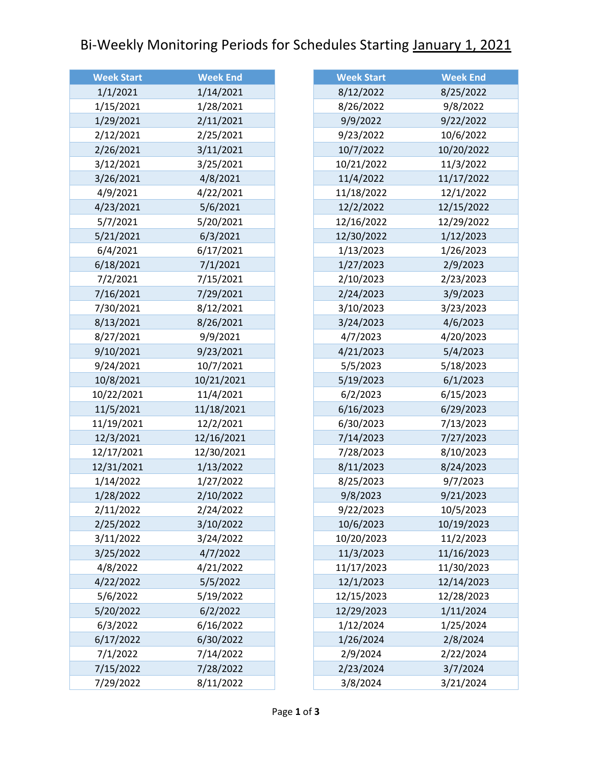# Bi-Weekly Monitoring Periods for Schedules Starting January 1, 2021

| Week Start | Week End |
|---|---|
| 1/1/2021 | 1/14/2021 |
| 1/15/2021 | 1/28/2021 |
| 1/29/2021 | 2/11/2021 |
| 2/12/2021 | 2/25/2021 |
| 2/26/2021 | 3/11/2021 |
| 3/12/2021 | 3/25/2021 |
| 3/26/2021 | 4/8/2021 |
| 4/9/2021 | 4/22/2021 |
| 4/23/2021 | 5/6/2021 |
| 5/7/2021 | 5/20/2021 |
| 5/21/2021 | 6/3/2021 |
| 6/4/2021 | 6/17/2021 |
| 6/18/2021 | 7/1/2021 |
| 7/2/2021 | 7/15/2021 |
| 7/16/2021 | 7/29/2021 |
| 7/30/2021 | 8/12/2021 |
| 8/13/2021 | 8/26/2021 |
| 8/27/2021 | 9/9/2021 |
| 9/10/2021 | 9/23/2021 |
| 9/24/2021 | 10/7/2021 |
| 10/8/2021 | 10/21/2021 |
| 10/22/2021 | 11/4/2021 |
| 11/5/2021 | 11/18/2021 |
| 11/19/2021 | 12/2/2021 |
| 12/3/2021 | 12/16/2021 |
| 12/17/2021 | 12/30/2021 |
| 12/31/2021 | 1/13/2022 |
| 1/14/2022 | 1/27/2022 |
| 1/28/2022 | 2/10/2022 |
| 2/11/2022 | 2/24/2022 |
| 2/25/2022 | 3/10/2022 |
| 3/11/2022 | 3/24/2022 |
| 3/25/2022 | 4/7/2022 |
| 4/8/2022 | 4/21/2022 |
| 4/22/2022 | 5/5/2022 |
| 5/6/2022 | 5/19/2022 |
| 5/20/2022 | 6/2/2022 |
| 6/3/2022 | 6/16/2022 |
| 6/17/2022 | 6/30/2022 |
| 7/1/2022 | 7/14/2022 |
| 7/15/2022 | 7/28/2022 |
| 7/29/2022 | 8/11/2022 |
| 8/12/2022 | 8/25/2022 |
| 8/26/2022 | 9/8/2022 |
| 9/9/2022 | 9/22/2022 |
| 9/23/2022 | 10/6/2022 |
| 10/7/2022 | 10/20/2022 |
| 10/21/2022 | 11/3/2022 |
| 11/4/2022 | 11/17/2022 |
| 11/18/2022 | 12/1/2022 |
| 12/2/2022 | 12/15/2022 |
| 12/16/2022 | 12/29/2022 |
| 12/30/2022 | 1/12/2023 |
| 1/13/2023 | 1/26/2023 |
| 1/27/2023 | 2/9/2023 |
| 2/10/2023 | 2/23/2023 |
| 2/24/2023 | 3/9/2023 |
| 3/10/2023 | 3/23/2023 |
| 3/24/2023 | 4/6/2023 |
| 4/7/2023 | 4/20/2023 |
| 4/21/2023 | 5/4/2023 |
| 5/5/2023 | 5/18/2023 |
| 5/19/2023 | 6/1/2023 |
| 6/2/2023 | 6/15/2023 |
| 6/16/2023 | 6/29/2023 |
| 6/30/2023 | 7/13/2023 |
| 7/14/2023 | 7/27/2023 |
| 7/28/2023 | 8/10/2023 |
| 8/11/2023 | 8/24/2023 |
| 8/25/2023 | 9/7/2023 |
| 9/8/2023 | 9/21/2023 |
| 9/22/2023 | 10/5/2023 |
| 10/6/2023 | 10/19/2023 |
| 10/20/2023 | 11/2/2023 |
| 11/3/2023 | 11/16/2023 |
| 11/17/2023 | 11/30/2023 |
| 12/1/2023 | 12/14/2023 |
| 12/15/2023 | 12/28/2023 |
| 12/29/2023 | 1/11/2024 |
| 1/12/2024 | 1/25/2024 |
| 1/26/2024 | 2/8/2024 |
| 2/9/2024 | 2/22/2024 |
| 2/23/2024 | 3/7/2024 |
| 3/8/2024 | 3/21/2024 |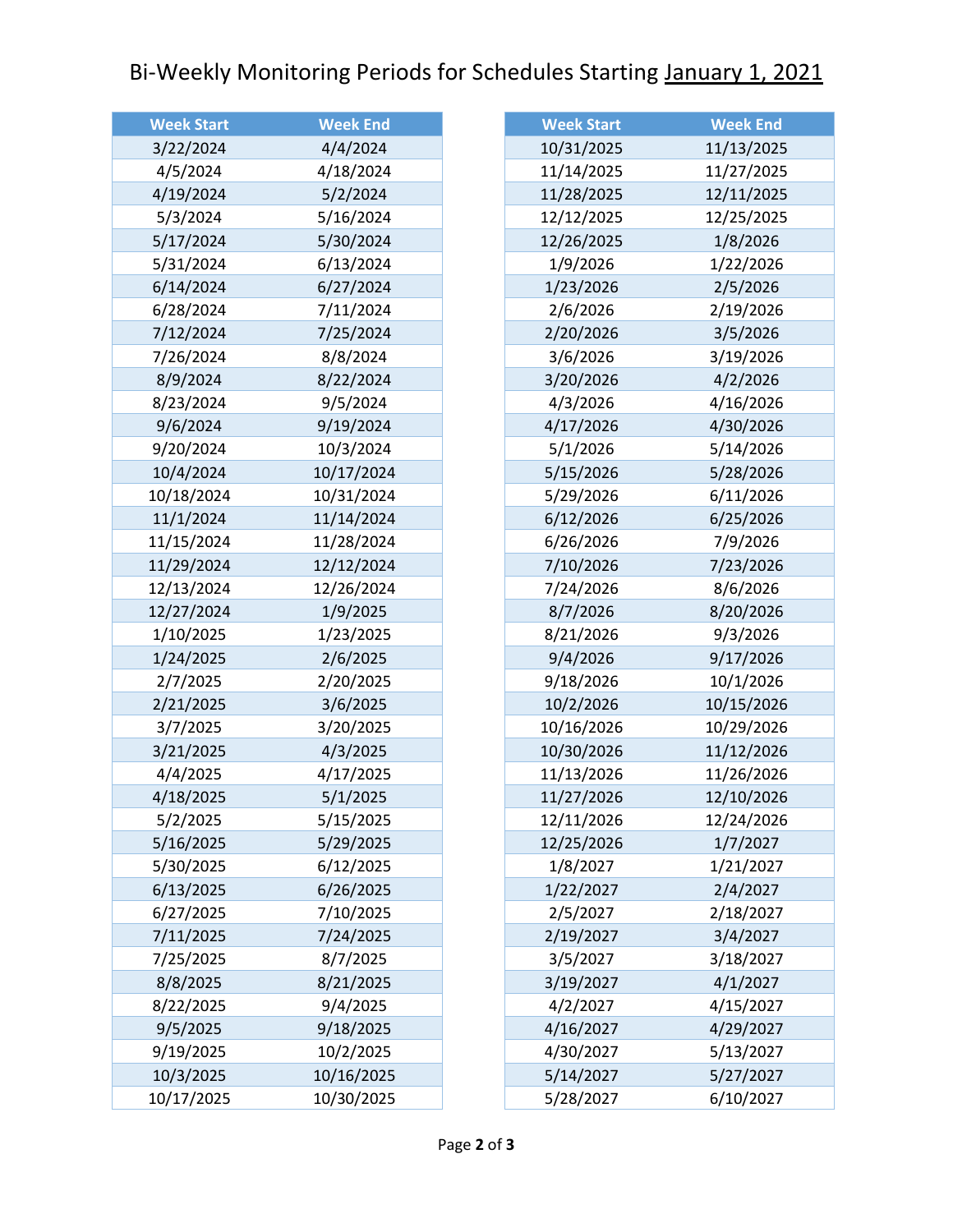# Bi-Weekly Monitoring Periods for Schedules Starting January 1, 2021

| Week Start | Week End |
|---|---|
| 3/22/2024 | 4/4/2024 |
| 4/5/2024 | 4/18/2024 |
| 4/19/2024 | 5/2/2024 |
| 5/3/2024 | 5/16/2024 |
| 5/17/2024 | 5/30/2024 |
| 5/31/2024 | 6/13/2024 |
| 6/14/2024 | 6/27/2024 |
| 6/28/2024 | 7/11/2024 |
| 7/12/2024 | 7/25/2024 |
| 7/26/2024 | 8/8/2024 |
| 8/9/2024 | 8/22/2024 |
| 8/23/2024 | 9/5/2024 |
| 9/6/2024 | 9/19/2024 |
| 9/20/2024 | 10/3/2024 |
| 10/4/2024 | 10/17/2024 |
| 10/18/2024 | 10/31/2024 |
| 11/1/2024 | 11/14/2024 |
| 11/15/2024 | 11/28/2024 |
| 11/29/2024 | 12/12/2024 |
| 12/13/2024 | 12/26/2024 |
| 12/27/2024 | 1/9/2025 |
| 1/10/2025 | 1/23/2025 |
| 1/24/2025 | 2/6/2025 |
| 2/7/2025 | 2/20/2025 |
| 2/21/2025 | 3/6/2025 |
| 3/7/2025 | 3/20/2025 |
| 3/21/2025 | 4/3/2025 |
| 4/4/2025 | 4/17/2025 |
| 4/18/2025 | 5/1/2025 |
| 5/2/2025 | 5/15/2025 |
| 5/16/2025 | 5/29/2025 |
| 5/30/2025 | 6/12/2025 |
| 6/13/2025 | 6/26/2025 |
| 6/27/2025 | 7/10/2025 |
| 7/11/2025 | 7/24/2025 |
| 7/25/2025 | 8/7/2025 |
| 8/8/2025 | 8/21/2025 |
| 8/22/2025 | 9/4/2025 |
| 9/5/2025 | 9/18/2025 |
| 9/19/2025 | 10/2/2025 |
| 10/3/2025 | 10/16/2025 |
| 10/17/2025 | 10/30/2025 |
| 10/31/2025 | 11/13/2025 |
| 11/14/2025 | 11/27/2025 |
| 11/28/2025 | 12/11/2025 |
| 12/12/2025 | 12/25/2025 |
| 12/26/2025 | 1/8/2026 |
| 1/9/2026 | 1/22/2026 |
| 1/23/2026 | 2/5/2026 |
| 2/6/2026 | 2/19/2026 |
| 2/20/2026 | 3/5/2026 |
| 3/6/2026 | 3/19/2026 |
| 3/20/2026 | 4/2/2026 |
| 4/3/2026 | 4/16/2026 |
| 4/17/2026 | 4/30/2026 |
| 5/1/2026 | 5/14/2026 |
| 5/15/2026 | 5/28/2026 |
| 5/29/2026 | 6/11/2026 |
| 6/12/2026 | 6/25/2026 |
| 6/26/2026 | 7/9/2026 |
| 7/10/2026 | 7/23/2026 |
| 7/24/2026 | 8/6/2026 |
| 8/7/2026 | 8/20/2026 |
| 8/21/2026 | 9/3/2026 |
| 9/4/2026 | 9/17/2026 |
| 9/18/2026 | 10/1/2026 |
| 10/2/2026 | 10/15/2026 |
| 10/16/2026 | 10/29/2026 |
| 10/30/2026 | 11/12/2026 |
| 11/13/2026 | 11/26/2026 |
| 11/27/2026 | 12/10/2026 |
| 12/11/2026 | 12/24/2026 |
| 12/25/2026 | 1/7/2027 |
| 1/8/2027 | 1/21/2027 |
| 1/22/2027 | 2/4/2027 |
| 2/5/2027 | 2/18/2027 |
| 2/19/2027 | 3/4/2027 |
| 3/5/2027 | 3/18/2027 |
| 3/19/2027 | 4/1/2027 |
| 4/2/2027 | 4/15/2027 |
| 4/16/2027 | 4/29/2027 |
| 4/30/2027 | 5/13/2027 |
| 5/14/2027 | 5/27/2027 |
| 5/28/2027 | 6/10/2027 |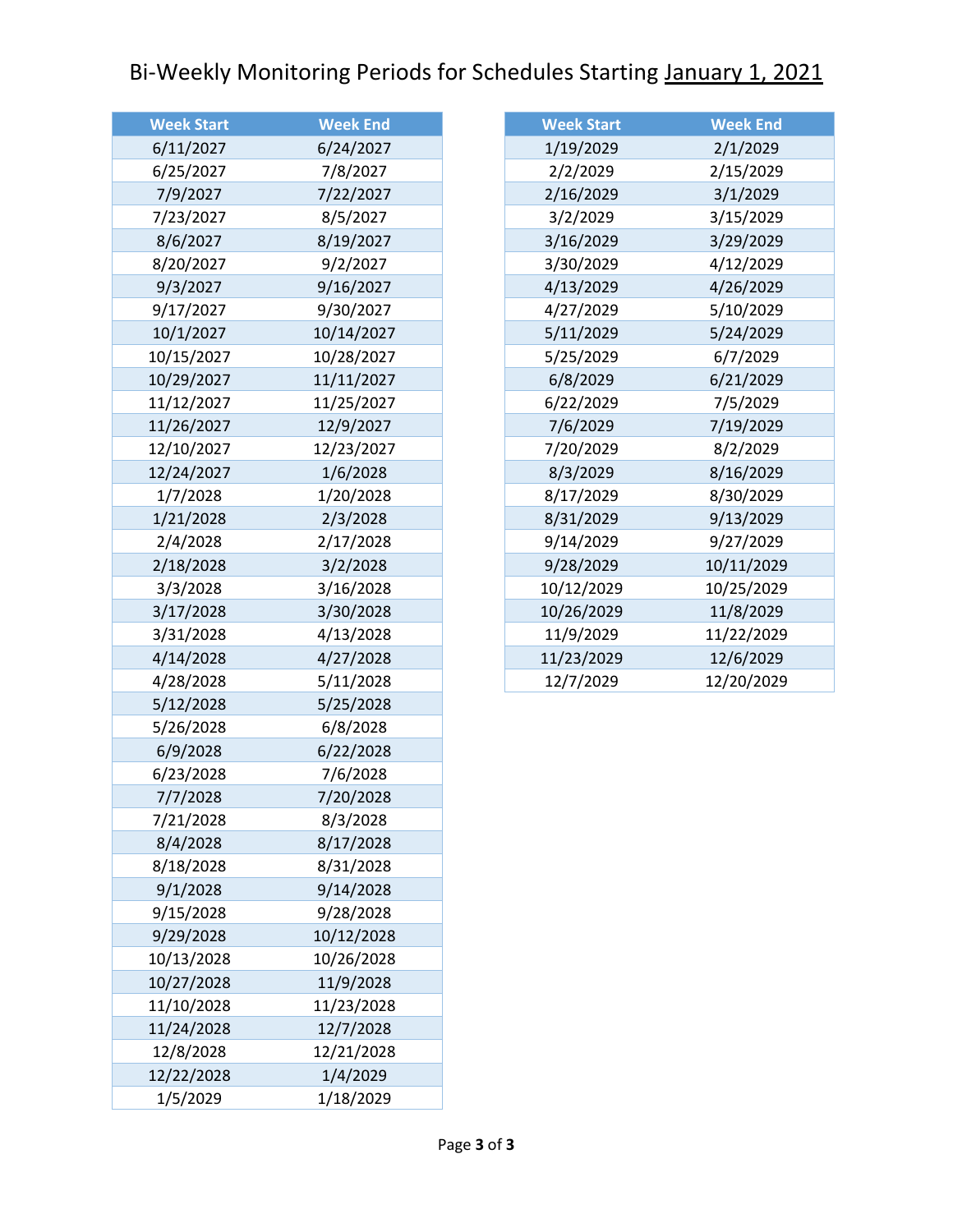# Bi-Weekly Monitoring Periods for Schedules Starting January 1, 2021

| Week Start | Week End |
|---|---|
| 6/11/2027 | 6/24/2027 |
| 6/25/2027 | 7/8/2027 |
| 7/9/2027 | 7/22/2027 |
| 7/23/2027 | 8/5/2027 |
| 8/6/2027 | 8/19/2027 |
| 8/20/2027 | 9/2/2027 |
| 9/3/2027 | 9/16/2027 |
| 9/17/2027 | 9/30/2027 |
| 10/1/2027 | 10/14/2027 |
| 10/15/2027 | 10/28/2027 |
| 10/29/2027 | 11/11/2027 |
| 11/12/2027 | 11/25/2027 |
| 11/26/2027 | 12/9/2027 |
| 12/10/2027 | 12/23/2027 |
| 12/24/2027 | 1/6/2028 |
| 1/7/2028 | 1/20/2028 |
| 1/21/2028 | 2/3/2028 |
| 2/4/2028 | 2/17/2028 |
| 2/18/2028 | 3/2/2028 |
| 3/3/2028 | 3/16/2028 |
| 3/17/2028 | 3/30/2028 |
| 3/31/2028 | 4/13/2028 |
| 4/14/2028 | 4/27/2028 |
| 4/28/2028 | 5/11/2028 |
| 5/12/2028 | 5/25/2028 |
| 5/26/2028 | 6/8/2028 |
| 6/9/2028 | 6/22/2028 |
| 6/23/2028 | 7/6/2028 |
| 7/7/2028 | 7/20/2028 |
| 7/21/2028 | 8/3/2028 |
| 8/4/2028 | 8/17/2028 |
| 8/18/2028 | 8/31/2028 |
| 9/1/2028 | 9/14/2028 |
| 9/15/2028 | 9/28/2028 |
| 9/29/2028 | 10/12/2028 |
| 10/13/2028 | 10/26/2028 |
| 10/27/2028 | 11/9/2028 |
| 11/10/2028 | 11/23/2028 |
| 11/24/2028 | 12/7/2028 |
| 12/8/2028 | 12/21/2028 |
| 12/22/2028 | 1/4/2029 |
| 1/5/2029 | 1/18/2029 |

| Week Start | Week End |
|---|---|
| 1/19/2029 | 2/1/2029 |
| 2/2/2029 | 2/15/2029 |
| 2/16/2029 | 3/1/2029 |
| 3/2/2029 | 3/15/2029 |
| 3/16/2029 | 3/29/2029 |
| 3/30/2029 | 4/12/2029 |
| 4/13/2029 | 4/26/2029 |
| 4/27/2029 | 5/10/2029 |
| 5/11/2029 | 5/24/2029 |
| 5/25/2029 | 6/7/2029 |
| 6/8/2029 | 6/21/2029 |
| 6/22/2029 | 7/5/2029 |
| 7/6/2029 | 7/19/2029 |
| 7/20/2029 | 8/2/2029 |
| 8/3/2029 | 8/16/2029 |
| 8/17/2029 | 8/30/2029 |
| 8/31/2029 | 9/13/2029 |
| 9/14/2029 | 9/27/2029 |
| 9/28/2029 | 10/11/2029 |
| 10/12/2029 | 10/25/2029 |
| 10/26/2029 | 11/8/2029 |
| 11/9/2029 | 11/22/2029 |
| 11/23/2029 | 12/6/2029 |
| 12/7/2029 | 12/20/2029 |